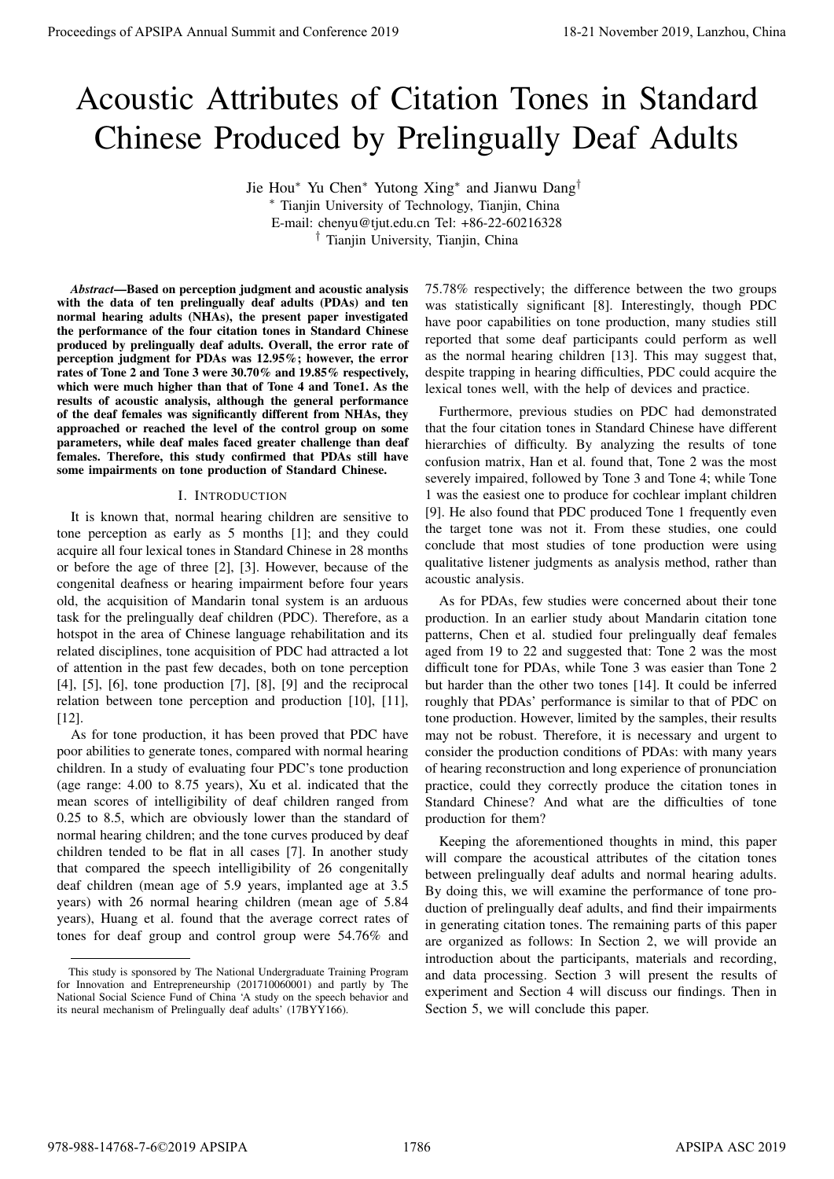# Acoustic Attributes of Citation Tones in Standard Chinese Produced by Prelingually Deaf Adults

Jie Hou* Yu Chen* Yutong Xing* and Jianwu Dang†

\* Tianjin University of Technology, Tianjin, China

E-mail: chenyu@tjut.edu.cn Tel: +86-22-60216328

† Tianjin University, Tianjin, China

***Abstract*—Based on perception judgment and acoustic analysis with the data of ten prelingually deaf adults (PDAs) and ten normal hearing adults (NHAs), the present paper investigated the performance of the four citation tones in Standard Chinese produced by prelingually deaf adults. Overall, the error rate of perception judgment for PDAs was 12.95%; however, the error rates of Tone 2 and Tone 3 were 30.70% and 19.85% respectively, which were much higher than that of Tone 4 and Tone1. As the results of acoustic analysis, although the general performance of the deaf females was significantly different from NHAs, they approached or reached the level of the control group on some parameters, while deaf males faced greater challenge than deaf females. Therefore, this study confirmed that PDAs still have some impairments on tone production of Standard Chinese.**

## I. Introduction

It is known that, normal hearing children are sensitive to tone perception as early as 5 months [1]; and they could acquire all four lexical tones in Standard Chinese in 28 months or before the age of three [2], [3]. However, because of the congenital deafness or hearing impairment before four years old, the acquisition of Mandarin tonal system is an arduous task for the prelingually deaf children (PDC). Therefore, as a hotspot in the area of Chinese language rehabilitation and its related disciplines, tone acquisition of PDC had attracted a lot of attention in the past few decades, both on tone perception [4], [5], [6], tone production [7], [8], [9] and the reciprocal relation between tone perception and production [10], [11], [12].

As for tone production, it has been proved that PDC have poor abilities to generate tones, compared with normal hearing children. In a study of evaluating four PDC's tone production (age range: 4.00 to 8.75 years), Xu et al. indicated that the mean scores of intelligibility of deaf children ranged from 0.25 to 8.5, which are obviously lower than the standard of normal hearing children; and the tone curves produced by deaf children tended to be flat in all cases [7]. In another study that compared the speech intelligibility of 26 congenitally deaf children (mean age of 5.9 years, implanted age at 3.5 years) with 26 normal hearing children (mean age of 5.84 years), Huang et al. found that the average correct rates of tones for deaf group and control group were 54.76% and 75.78% respectively; the difference between the two groups was statistically significant [8]. Interestingly, though PDC have poor capabilities on tone production, many studies still reported that some deaf participants could perform as well as the normal hearing children [13]. This may suggest that, despite trapping in hearing difficulties, PDC could acquire the lexical tones well, with the help of devices and practice.

Furthermore, previous studies on PDC had demonstrated that the four citation tones in Standard Chinese have different hierarchies of difficulty. By analyzing the results of tone confusion matrix, Han et al. found that, Tone 2 was the most severely impaired, followed by Tone 3 and Tone 4; while Tone 1 was the easiest one to produce for cochlear implant children [9]. He also found that PDC produced Tone 1 frequently even the target tone was not it. From these studies, one could conclude that most studies of tone production were using qualitative listener judgments as analysis method, rather than acoustic analysis.

As for PDAs, few studies were concerned about their tone production. In an earlier study about Mandarin citation tone patterns, Chen et al. studied four prelingually deaf females aged from 19 to 22 and suggested that: Tone 2 was the most difficult tone for PDAs, while Tone 3 was easier than Tone 2 but harder than the other two tones [14]. It could be inferred roughly that PDAs' performance is similar to that of PDC on tone production. However, limited by the samples, their results may not be robust. Therefore, it is necessary and urgent to consider the production conditions of PDAs: with many years of hearing reconstruction and long experience of pronunciation practice, could they correctly produce the citation tones in Standard Chinese? And what are the difficulties of tone production for them?

Keeping the aforementioned thoughts in mind, this paper will compare the acoustical attributes of the citation tones between prelingually deaf adults and normal hearing adults. By doing this, we will examine the performance of tone production of prelingually deaf adults, and find their impairments in generating citation tones. The remaining parts of this paper are organized as follows: In Section 2, we will provide an introduction about the participants, materials and recording, and data processing. Section 3 will present the results of experiment and Section 4 will discuss our findings. Then in Section 5, we will conclude this paper.

---

This study is sponsored by The National Undergraduate Training Program for Innovation and Entrepreneurship (201710060001) and partly by The National Social Science Fund of China 'A study on the speech behavior and its neural mechanism of Prelingually deaf adults' (17BYY166).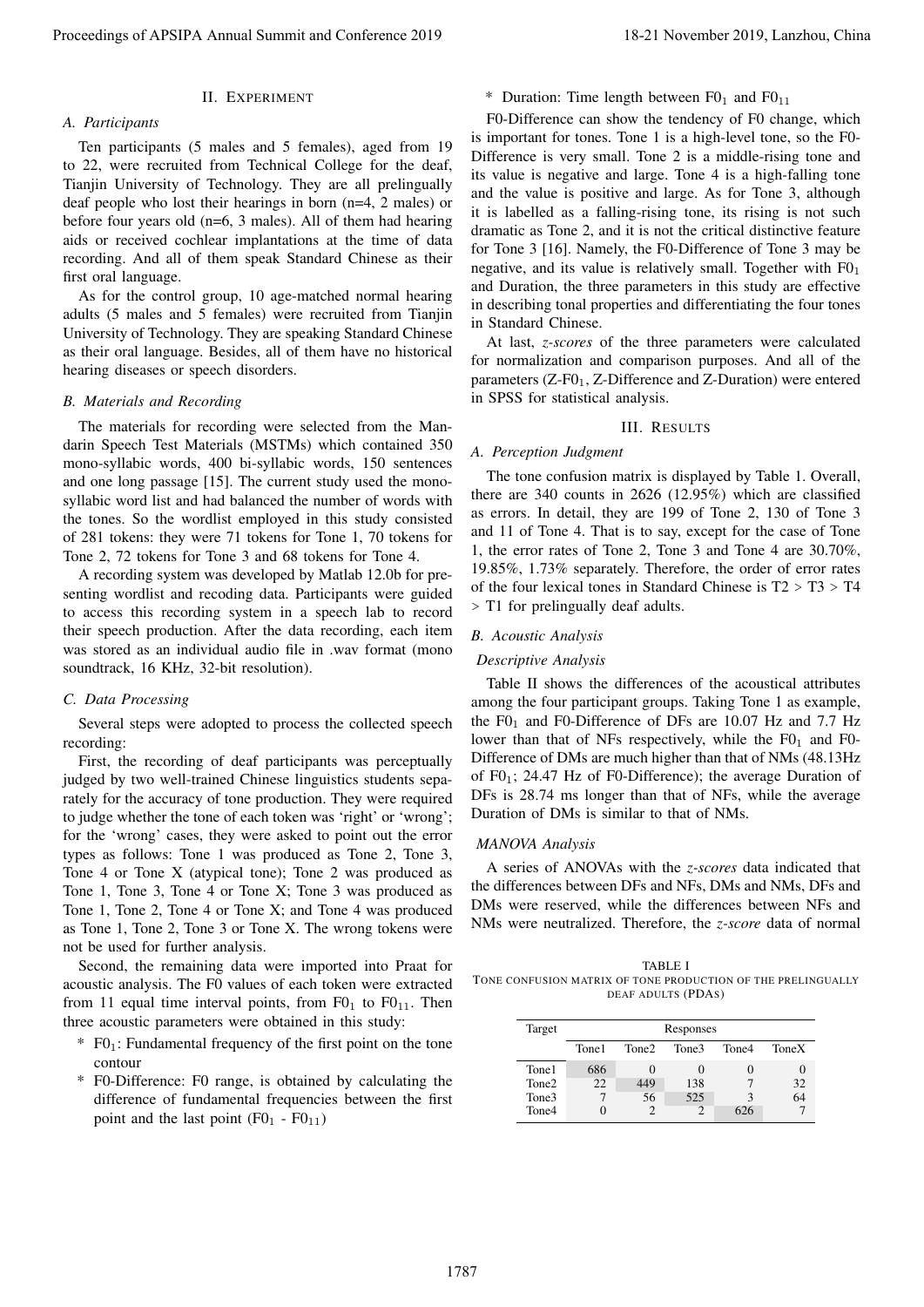## II. Experiment

### A. Participants

Ten participants (5 males and 5 females), aged from 19 to 22, were recruited from Technical College for the deaf, Tianjin University of Technology. They are all prelingually deaf people who lost their hearings in born (n=4, 2 males) or before four years old (n=6, 3 males). All of them had hearing aids or received cochlear implantations at the time of data recording. And all of them speak Standard Chinese as their first oral language.

As for the control group, 10 age-matched normal hearing adults (5 males and 5 females) were recruited from Tianjin University of Technology. They are speaking Standard Chinese as their oral language. Besides, all of them have no historical hearing diseases or speech disorders.

### B. Materials and Recording

The materials for recording were selected from the Mandarin Speech Test Materials (MSTMs) which contained 350 mono-syllabic words, 400 bi-syllabic words, 150 sentences and one long passage [15]. The current study used the mono-syllabic word list and had balanced the number of words with the tones. So the wordlist employed in this study consisted of 281 tokens: they were 71 tokens for Tone 1, 70 tokens for Tone 2, 72 tokens for Tone 3 and 68 tokens for Tone 4.

A recording system was developed by Matlab 12.0b for presenting wordlist and recoding data. Participants were guided to access this recording system in a speech lab to record their speech production. After the data recording, each item was stored as an individual audio file in .wav format (mono soundtrack, 16 KHz, 32-bit resolution).

### C. Data Processing

Several steps were adopted to process the collected speech recording:

First, the recording of deaf participants was perceptually judged by two well-trained Chinese linguistics students separately for the accuracy of tone production. They were required to judge whether the tone of each token was 'right' or 'wrong'; for the 'wrong' cases, they were asked to point out the error types as follows: Tone 1 was produced as Tone 2, Tone 3, Tone 4 or Tone X (atypical tone); Tone 2 was produced as Tone 1, Tone 3, Tone 4 or Tone X; Tone 3 was produced as Tone 1, Tone 2, Tone 4 or Tone X; and Tone 4 was produced as Tone 1, Tone 2, Tone 3 or Tone X. The wrong tokens were not be used for further analysis.

Second, the remaining data were imported into Praat for acoustic analysis. The F0 values of each token were extracted from 11 equal time interval points, from $F0_1$ to $F0_{11}$. Then three acoustic parameters were obtained in this study:

* $F0_1$: Fundamental frequency of the first point on the tone contour
* F0-Difference: F0 range, is obtained by calculating the difference of fundamental frequencies between the first point and the last point ($F0_1$ - $F0_{11}$)
* Duration: Time length between $F0_1$ and $F0_{11}$

F0-Difference can show the tendency of F0 change, which is important for tones. Tone 1 is a high-level tone, so the F0-Difference is very small. Tone 2 is a middle-rising tone and its value is negative and large. Tone 4 is a high-falling tone and the value is positive and large. As for Tone 3, although it is labelled as a falling-rising tone, its rising is not such dramatic as Tone 2, and it is not the critical distinctive feature for Tone 3 [16]. Namely, the F0-Difference of Tone 3 may be negative, and its value is relatively small. Together with $F0_1$ and Duration, the three parameters in this study are effective in describing tonal properties and differentiating the four tones in Standard Chinese.

At last, *z-scores* of the three parameters were calculated for normalization and comparison purposes. And all of the parameters (Z-$F0_1$, Z-Difference and Z-Duration) were entered in SPSS for statistical analysis.

## III. Results

### A. Perception Judgment

The tone confusion matrix is displayed by Table 1. Overall, there are 340 counts in 2626 (12.95%) which are classified as errors. In detail, they are 199 of Tone 2, 130 of Tone 3 and 11 of Tone 4. That is to say, except for the case of Tone 1, the error rates of Tone 2, Tone 3 and Tone 4 are 30.70%, 19.85%, 1.73% separately. Therefore, the order of error rates of the four lexical tones in Standard Chinese is T2 > T3 > T4 > T1 for prelingually deaf adults.

TABLE I
TONE CONFUSION MATRIX OF TONE PRODUCTION OF THE PRELINGUALLY DEAF ADULTS (PDAS)

| Target | Responses | | | | |
|---|---|---|---|---|---|
| | Tone1 | Tone2 | Tone3 | Tone4 | ToneX |
| Tone1 | 686 | 0 | 0 | 0 | 0 |
| Tone2 | 22 | 449 | 138 | 7 | 32 |
| Tone3 | 7 | 56 | 525 | 3 | 64 |
| Tone4 | 0 | 2 | 2 | 626 | 7 |

### B. Acoustic Analysis

*Descriptive Analysis*

Table II shows the differences of the acoustical attributes among the four participant groups. Taking Tone 1 as example, the $F0_1$ and F0-Difference of DFs are 10.07 Hz and 7.7 Hz lower than that of NFs respectively, while the $F0_1$ and F0-Difference of DMs are much higher than that of NMs (48.13Hz of $F0_1$; 24.47 Hz of F0-Difference); the average Duration of DFs is 28.74 ms longer than that of NFs, while the average Duration of DMs is similar to that of NMs.

*MANOVA Analysis*

A series of ANOVAs with the *z-scores* data indicated that the differences between DFs and NFs, DMs and NMs, DFs and DMs were reserved, while the differences between NFs and NMs were neutralized. Therefore, the *z-score* data of normal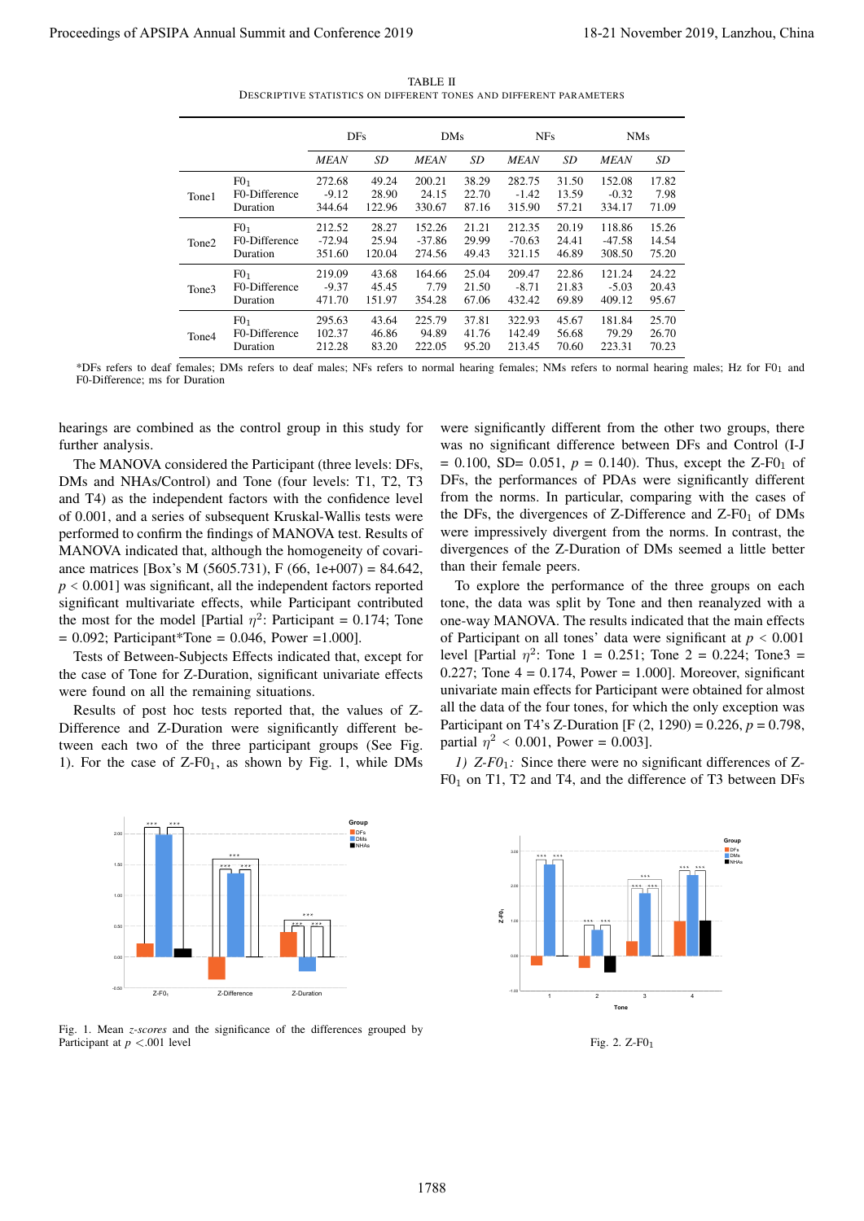TABLE II
DESCRIPTIVE STATISTICS ON DIFFERENT TONES AND DIFFERENT PARAMETERS

| | | DFs | | DMs | | NFs | | NMs | |
|---|---|---|---|---|---|---|---|---|---|
| | | *MEAN* | *SD* | *MEAN* | *SD* | *MEAN* | *SD* | *MEAN* | *SD* |
| Tone1 | $F0_1$ | 272.68 | 49.24 | 200.21 | 38.29 | 282.75 | 31.50 | 152.08 | 17.82 |
| | F0-Difference | -9.12 | 28.90 | 24.15 | 22.70 | -1.42 | 13.59 | -0.32 | 7.98 |
| | Duration | 344.64 | 122.96 | 330.67 | 87.16 | 315.90 | 57.21 | 334.17 | 71.09 |
| Tone2 | $F0_1$ | 212.52 | 28.27 | 152.26 | 21.21 | 212.35 | 20.19 | 118.86 | 15.26 |
| | F0-Difference | -72.94 | 25.94 | -37.86 | 29.99 | -70.63 | 24.41 | -47.58 | 14.54 |
| | Duration | 351.60 | 120.04 | 274.56 | 49.43 | 321.15 | 46.89 | 308.50 | 75.20 |
| Tone3 | $F0_1$ | 219.09 | 43.68 | 164.66 | 25.04 | 209.47 | 22.86 | 121.24 | 24.22 |
| | F0-Difference | -9.37 | 45.45 | 7.79 | 21.50 | -8.71 | 21.83 | -5.03 | 20.43 |
| | Duration | 471.70 | 151.97 | 354.28 | 67.06 | 432.42 | 69.89 | 409.12 | 95.67 |
| Tone4 | $F0_1$ | 295.63 | 43.64 | 225.79 | 37.81 | 322.93 | 45.67 | 181.84 | 25.70 |
| | F0-Difference | 102.37 | 46.86 | 94.89 | 41.76 | 142.49 | 56.68 | 79.29 | 26.70 |
| | Duration | 212.28 | 83.20 | 222.05 | 95.20 | 213.45 | 70.60 | 223.31 | 70.23 |

*DFs refers to deaf females; DMs refers to deaf males; NFs refers to normal hearing females; NMs refers to normal hearing males; Hz for $F0_1$ and F0-Difference; ms for Duration

hearings are combined as the control group in this study for further analysis.

The MANOVA considered the Participant (three levels: DFs, DMs and NHAs/Control) and Tone (four levels: T1, T2, T3 and T4) as the independent factors with the confidence level of 0.001, and a series of subsequent Kruskal-Wallis tests were performed to confirm the findings of MANOVA test. Results of MANOVA indicated that, although the homogeneity of covariance matrices [Box's M (5605.731), F (66, 1e+007) = 84.642, $p < 0.001$] was significant, all the independent factors reported significant multivariate effects, while Participant contributed the most for the model [Partial $\eta^2$: Participant = 0.174; Tone = 0.092; Participant*Tone = 0.046, Power =1.000].

Tests of Between-Subjects Effects indicated that, except for the case of Tone for Z-Duration, significant univariate effects were found on all the remaining situations.

Results of post hoc tests reported that, the values of Z-Difference and Z-Duration were significantly different between each two of the three participant groups (See Fig. 1). For the case of Z-$F0_1$, as shown by Fig. 1, while DMs were significantly different from the other two groups, there was no significant difference between DFs and Control (I-J = 0.100, SD= 0.051, $p$ = 0.140). Thus, except the Z-$F0_1$ of DFs, the performances of PDAs were significantly different from the norms. In particular, comparing with the cases of the DFs, the divergences of Z-Difference and Z-$F0_1$ of DMs were impressively divergent from the norms. In contrast, the divergences of the Z-Duration of DMs seemed a little better than their female peers.

To explore the performance of the three groups on each tone, the data was split by Tone and then reanalyzed with a one-way MANOVA. The results indicated that the main effects of Participant on all tones' data were significant at $p < 0.001$ level [Partial $\eta^2$: Tone 1 = 0.251; Tone 2 = 0.224; Tone3 = 0.227; Tone 4 = 0.174, Power = 1.000]. Moreover, significant univariate main effects for Participant were obtained for almost all the data of the four tones, for which the only exception was Participant on T4's Z-Duration [F (2, 1290) = 0.226, $p$ = 0.798, partial $\eta^2$ < 0.001, Power = 0.003].

*1) Z-$F0_1$:* Since there were no significant differences of Z-$F0_1$ on T1, T2 and T4, and the difference of T3 between DFs

Fig. 1. Mean *z-scores* and the significance of the differences grouped by Participant at $p$ <.001 level

Fig. 2. Z-$F0_1$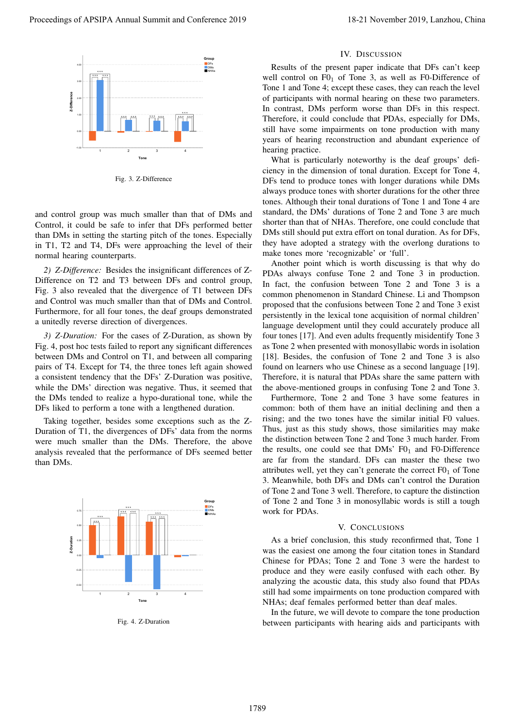Fig. 3. Z-Difference

and control group was much smaller than that of DMs and Control, it could be safe to infer that DFs performed better than DMs in setting the starting pitch of the tones. Especially in T1, T2 and T4, DFs were approaching the level of their normal hearing counterparts.

*2) Z-Difference:* Besides the insignificant differences of Z-Difference on T2 and T3 between DFs and control group, Fig. 3 also revealed that the divergence of T1 between DFs and Control was much smaller than that of DMs and Control. Furthermore, for all four tones, the deaf groups demonstrated a unitedly reverse direction of divergences.

*3) Z-Duration:* For the cases of Z-Duration, as shown by Fig. 4, post hoc tests failed to report any significant differences between DMs and Control on T1, and between all comparing pairs of T4. Except for T4, the three tones left again showed a consistent tendency that the DFs' Z-Duration was positive, while the DMs' direction was negative. Thus, it seemed that the DMs tended to realize a hypo-durational tone, while the DFs liked to perform a tone with a lengthened duration.

Taking together, besides some exceptions such as the Z-Duration of T1, the divergences of DFs' data from the norms were much smaller than the DMs. Therefore, the above analysis revealed that the performance of DFs seemed better than DMs.

Fig. 4. Z-Duration

## IV. Discussion

Results of the present paper indicate that DFs can't keep well control on $F0_1$ of Tone 3, as well as F0-Difference of Tone 1 and Tone 4; except these cases, they can reach the level of participants with normal hearing on these two parameters. In contrast, DMs perform worse than DFs in this respect. Therefore, it could conclude that PDAs, especially for DMs, still have some impairments on tone production with many years of hearing reconstruction and abundant experience of hearing practice.

What is particularly noteworthy is the deaf groups' deficiency in the dimension of tonal duration. Except for Tone 4, DFs tend to produce tones with longer durations while DMs always produce tones with shorter durations for the other three tones. Although their tonal durations of Tone 1 and Tone 4 are standard, the DMs' durations of Tone 2 and Tone 3 are much shorter than that of NHAs. Therefore, one could conclude that DMs still should put extra effort on tonal duration. As for DFs, they have adopted a strategy with the overlong durations to make tones more 'recognizable' or 'full'.

Another point which is worth discussing is that why do PDAs always confuse Tone 2 and Tone 3 in production. In fact, the confusion between Tone 2 and Tone 3 is a common phenomenon in Standard Chinese. Li and Thompson proposed that the confusions between Tone 2 and Tone 3 exist persistently in the lexical tone acquisition of normal children' language development until they could accurately produce all four tones [17]. And even adults frequently misidentify Tone 3 as Tone 2 when presented with monosyllabic words in isolation [18]. Besides, the confusion of Tone 2 and Tone 3 is also found on learners who use Chinese as a second language [19]. Therefore, it is natural that PDAs share the same pattern with the above-mentioned groups in confusing Tone 2 and Tone 3.

Furthermore, Tone 2 and Tone 3 have some features in common: both of them have an initial declining and then a rising; and the two tones have the similar initial F0 values. Thus, just as this study shows, those similarities may make the distinction between Tone 2 and Tone 3 much harder. From the results, one could see that DMs' $F0_1$ and F0-Difference are far from the standard. DFs can master the these two attributes well, yet they can't generate the correct $F0_1$ of Tone 3. Meanwhile, both DFs and DMs can't control the Duration of Tone 2 and Tone 3 well. Therefore, to capture the distinction of Tone 2 and Tone 3 in monosyllabic words is still a tough work for PDAs.

## V. Conclusions

As a brief conclusion, this study reconfirmed that, Tone 1 was the easiest one among the four citation tones in Standard Chinese for PDAs; Tone 2 and Tone 3 were the hardest to produce and they were easily confused with each other. By analyzing the acoustic data, this study also found that PDAs still had some impairments on tone production compared with NHAs; deaf females performed better than deaf males.

In the future, we will devote to compare the tone production between participants with hearing aids and participants with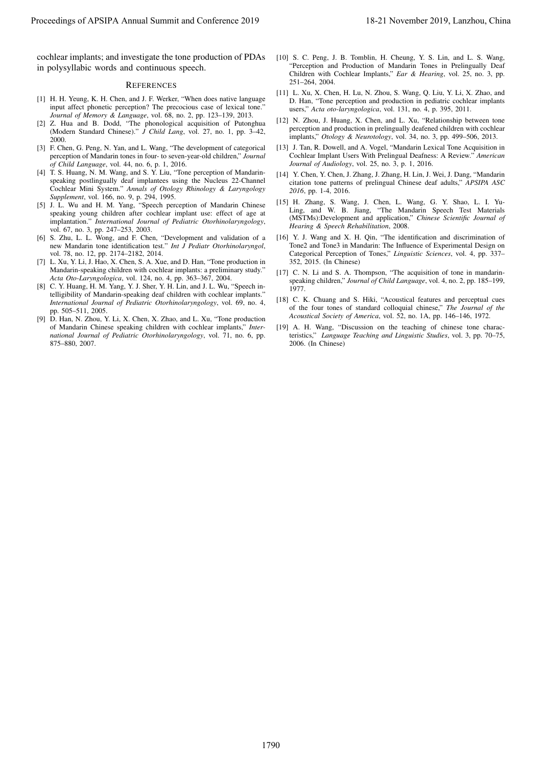cochlear implants; and investigate the tone production of PDAs in polysyllabic words and continuous speech.

## References

[1] H. H. Yeung, K. H. Chen, and J. F. Werker, "When does native language input affect phonetic perception? The precocious case of lexical tone." *Journal of Memory & Language*, vol. 68, no. 2, pp. 123–139, 2013.

[2] Z. Hua and B. Dodd, "The phonological acquisition of Putonghua (Modern Standard Chinese)." *J Child Lang*, vol. 27, no. 1, pp. 3–42, 2000.

[3] F. Chen, G. Peng, N. Yan, and L. Wang, "The development of categorical perception of Mandarin tones in four- to seven-year-old children," *Journal of Child Language*, vol. 44, no. 6, p. 1, 2016.

[4] T. S. Huang, N. M. Wang, and S. Y. Liu, "Tone perception of Mandarin-speaking postlingually deaf implantees using the Nucleus 22-Channel Cochlear Mini System." *Annals of Otology Rhinology & Laryngology Supplement*, vol. 166, no. 9, p. 294, 1995.

[5] J. L. Wu and H. M. Yang, "Speech perception of Mandarin Chinese speaking young children after cochlear implant use: effect of age at implantation." *International Journal of Pediatric Otorhinolaryngology*, vol. 67, no. 3, pp. 247–253, 2003.

[6] S. Zhu, L. L. Wong, and F. Chen, "Development and validation of a new Mandarin tone identification test." *Int J Pediatr Otorhinolaryngol*, vol. 78, no. 12, pp. 2174–2182, 2014.

[7] L. Xu, Y. Li, J. Hao, X. Chen, S. A. Xue, and D. Han, "Tone production in Mandarin-speaking children with cochlear implants: a preliminary study." *Acta Oto-Laryngologica*, vol. 124, no. 4, pp. 363–367, 2004.

[8] C. Y. Huang, H. M. Yang, Y. J. Sher, Y. H. Lin, and J. L. Wu, "Speech intelligibility of Mandarin-speaking deaf children with cochlear implants." *International Journal of Pediatric Otorhinolaryngology*, vol. 69, no. 4, pp. 505–511, 2005.

[9] D. Han, N. Zhou, Y. Li, X. Chen, X. Zhao, and L. Xu, "Tone production of Mandarin Chinese speaking children with cochlear implants," *International Journal of Pediatric Otorhinolaryngology*, vol. 71, no. 6, pp. 875–880, 2007.

[10] S. C. Peng, J. B. Tomblin, H. Cheung, Y. S. Lin, and L. S. Wang, "Perception and Production of Mandarin Tones in Prelingually Deaf Children with Cochlear Implants," *Ear & Hearing*, vol. 25, no. 3, pp. 251–264, 2004.

[11] L. Xu, X. Chen, H. Lu, N. Zhou, S. Wang, Q. Liu, Y. Li, X. Zhao, and D. Han, "Tone perception and production in pediatric cochlear implants users," *Acta oto-laryngologica*, vol. 131, no. 4, p. 395, 2011.

[12] N. Zhou, J. Huang, X. Chen, and L. Xu, "Relationship between tone perception and production in prelingually deafened children with cochlear implants," *Otology & Neurotology*, vol. 34, no. 3, pp. 499–506, 2013.

[13] J. Tan, R. Dowell, and A. Vogel, "Mandarin Lexical Tone Acquisition in Cochlear Implant Users With Prelingual Deafness: A Review." *American Journal of Audiology*, vol. 25, no. 3, p. 1, 2016.

[14] Y. Chen, Y. Chen, J. Zhang, J. Zhang, H. Lin, J. Wei, J. Dang, "Mandarin citation tone patterns of prelingual Chinese deaf adults," *APSIPA ASC 2016*, pp. 1-4, 2016.

[15] H. Zhang, S. Wang, J. Chen, L. Wang, G. Y. Shao, L. I. Yu-Ling, and W. B. Jiang, "The Mandarin Speech Test Materials (MSTMs):Development and application," *Chinese Scientific Journal of Hearing & Speech Rehabilitation*, 2008.

[16] Y. J. Wang and X. H. Qin, "The identification and discrimination of Tone2 and Tone3 in Mandarin: The Influence of Experimental Design on Categorical Perception of Tones," *Linguistic Sciences*, vol. 4, pp. 337–352, 2015. (In Chinese)

[17] C. N. Li and S. A. Thompson, "The acquisition of tone in mandarin-speaking children," *Journal of Child Language*, vol. 4, no. 2, pp. 185–199, 1977.

[18] C. K. Chuang and S. Hiki, "Acoustical features and perceptual cues of the four tones of standard colloquial chinese," *The Journal of the Acoustical Society of America*, vol. 52, no. 1A, pp. 146–146, 1972.

[19] A. H. Wang, "Discussion on the teaching of chinese tone characteristics," *Language Teaching and Linguistic Studies*, vol. 3, pp. 70–75, 2006. (In Chinese)